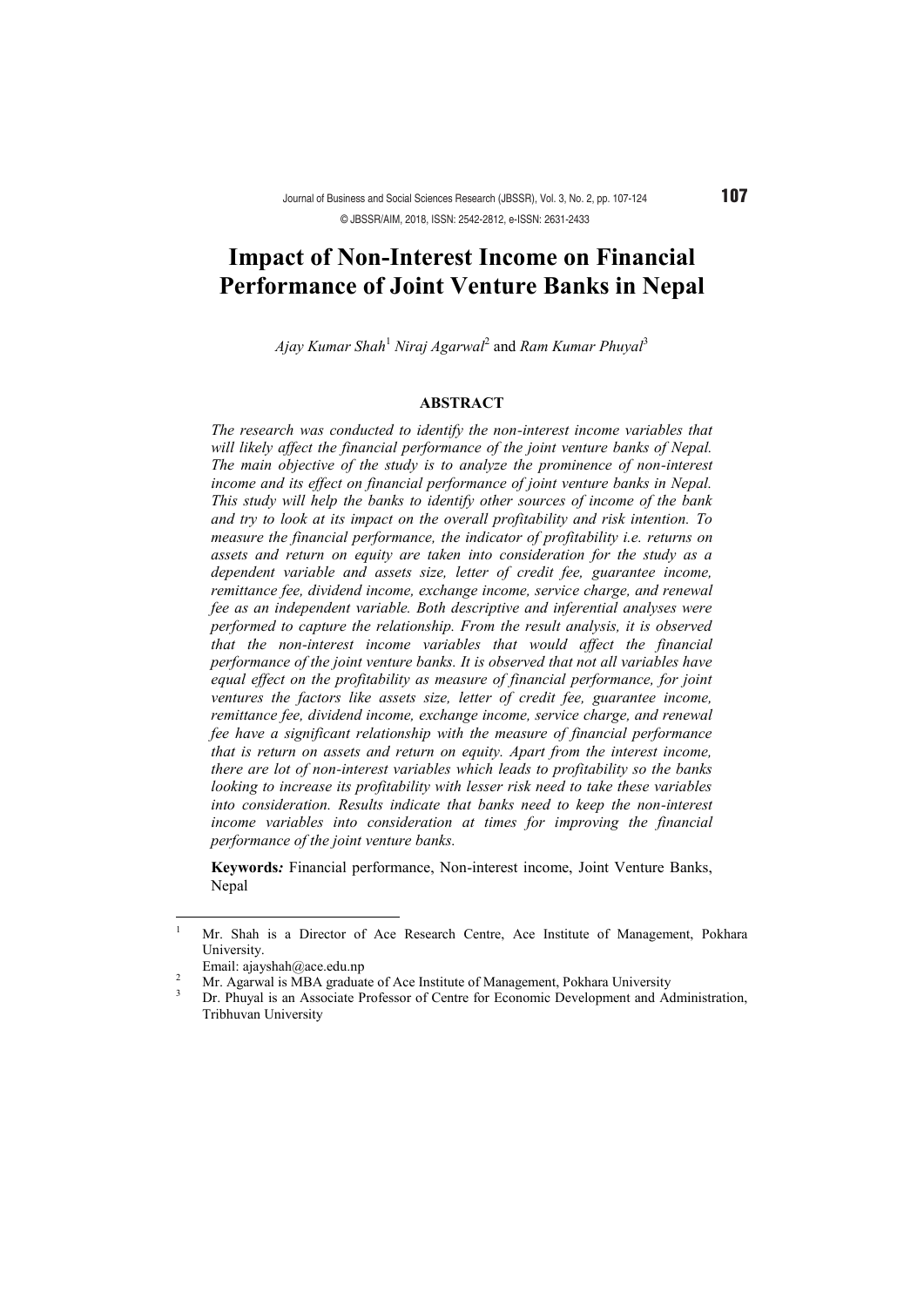# Impact of Non-Interest Income on Financial Performance of Joint Venture Banks in Nepal

*Ajay Kumar Shah*[1] *Niraj Agarwal*[2] and *Ram Kumar Phuyal*[3]

## ABSTRACT

*The research was conducted to identify the non-interest income variables that will likely affect the financial performance of the joint venture banks of Nepal. The main objective of the study is to analyze the prominence of non-interest income and its effect on financial performance of joint venture banks in Nepal. This study will help the banks to identify other sources of income of the bank and try to look at its impact on the overall profitability and risk intention. To measure the financial performance, the indicator of profitability i.e. returns on assets and return on equity are taken into consideration for the study as a dependent variable and assets size, letter of credit fee, guarantee income, remittance fee, dividend income, exchange income, service charge, and renewal fee as an independent variable. Both descriptive and inferential analyses were performed to capture the relationship. From the result analysis, it is observed that the non-interest income variables that would affect the financial performance of the joint venture banks. It is observed that not all variables have equal effect on the profitability as measure of financial performance, for joint ventures the factors like assets size, letter of credit fee, guarantee income, remittance fee, dividend income, exchange income, service charge, and renewal fee have a significant relationship with the measure of financial performance that is return on assets and return on equity. Apart from the interest income, there are lot of non-interest variables which leads to profitability so the banks looking to increase its profitability with lesser risk need to take these variables into consideration. Results indicate that banks need to keep the non-interest income variables into consideration at times for improving the financial performance of the joint venture banks.*

**Keywords*:*** Financial performance, Non-interest income, Joint Venture Banks, Nepal

---

[1] Mr. Shah is a Director of Ace Research Centre, Ace Institute of Management, Pokhara University.
Email: ajayshah@ace.edu.np

[2] Mr. Agarwal is MBA graduate of Ace Institute of Management, Pokhara University

[3] Dr. Phuyal is an Associate Professor of Centre for Economic Development and Administration, Tribhuvan University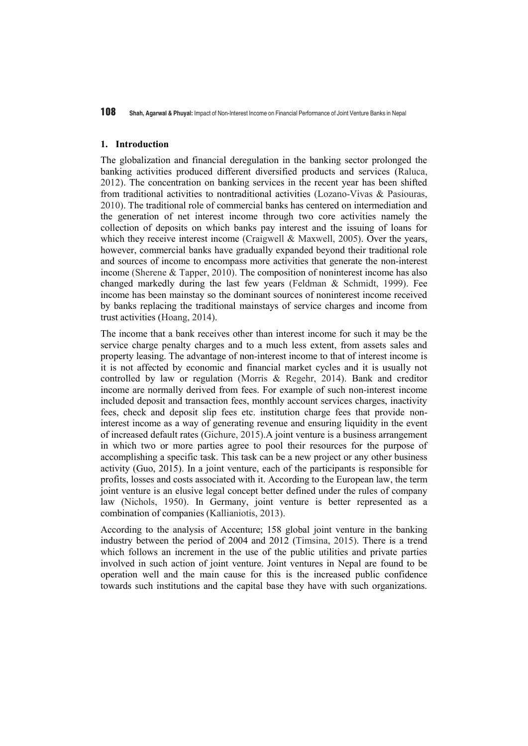## 1. Introduction

The globalization and financial deregulation in the banking sector prolonged the banking activities produced different diversified products and services (Raluca, 2012). The concentration on banking services in the recent year has been shifted from traditional activities to nontraditional activities (Lozano-Vivas & Pasiouras, 2010). The traditional role of commercial banks has centered on intermediation and the generation of net interest income through two core activities namely the collection of deposits on which banks pay interest and the issuing of loans for which they receive interest income (Craigwell & Maxwell, 2005). Over the years, however, commercial banks have gradually expanded beyond their traditional role and sources of income to encompass more activities that generate the non-interest income (Sherene & Tapper, 2010). The composition of noninterest income has also changed markedly during the last few years (Feldman & Schmidt, 1999). Fee income has been mainstay so the dominant sources of noninterest income received by banks replacing the traditional mainstays of service charges and income from trust activities (Hoang, 2014).

The income that a bank receives other than interest income for such it may be the service charge penalty charges and to a much less extent, from assets sales and property leasing. The advantage of non-interest income to that of interest income is it is not affected by economic and financial market cycles and it is usually not controlled by law or regulation (Morris & Regehr, 2014). Bank and creditor income are normally derived from fees. For example of such non-interest income included deposit and transaction fees, monthly account services charges, inactivity fees, check and deposit slip fees etc. institution charge fees that provide non-interest income as a way of generating revenue and ensuring liquidity in the event of increased default rates (Gichure, 2015).A joint venture is a business arrangement in which two or more parties agree to pool their resources for the purpose of accomplishing a specific task. This task can be a new project or any other business activity (Guo, 2015). In a joint venture, each of the participants is responsible for profits, losses and costs associated with it. According to the European law, the term joint venture is an elusive legal concept better defined under the rules of company law (Nichols, 1950). In Germany, joint venture is better represented as a combination of companies (Kallianiotis, 2013).

According to the analysis of Accenture; 158 global joint venture in the banking industry between the period of 2004 and 2012 (Timsina, 2015). There is a trend which follows an increment in the use of the public utilities and private parties involved in such action of joint venture. Joint ventures in Nepal are found to be operation well and the main cause for this is the increased public confidence towards such institutions and the capital base they have with such organizations.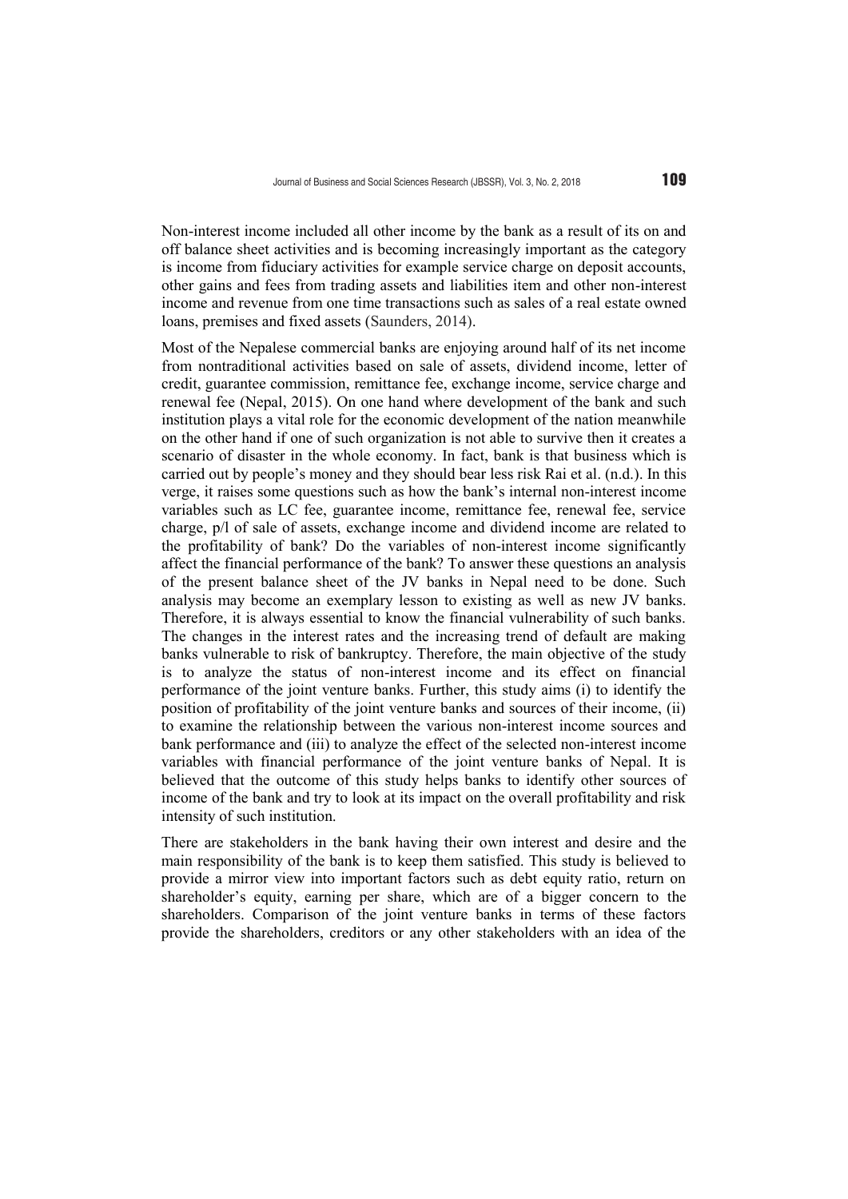Non-interest income included all other income by the bank as a result of its on and off balance sheet activities and is becoming increasingly important as the category is income from fiduciary activities for example service charge on deposit accounts, other gains and fees from trading assets and liabilities item and other non-interest income and revenue from one time transactions such as sales of a real estate owned loans, premises and fixed assets (Saunders, 2014).

Most of the Nepalese commercial banks are enjoying around half of its net income from nontraditional activities based on sale of assets, dividend income, letter of credit, guarantee commission, remittance fee, exchange income, service charge and renewal fee (Nepal, 2015). On one hand where development of the bank and such institution plays a vital role for the economic development of the nation meanwhile on the other hand if one of such organization is not able to survive then it creates a scenario of disaster in the whole economy. In fact, bank is that business which is carried out by people's money and they should bear less risk Rai et al. (n.d.). In this verge, it raises some questions such as how the bank's internal non-interest income variables such as LC fee, guarantee income, remittance fee, renewal fee, service charge, p/l of sale of assets, exchange income and dividend income are related to the profitability of bank? Do the variables of non-interest income significantly affect the financial performance of the bank? To answer these questions an analysis of the present balance sheet of the JV banks in Nepal need to be done. Such analysis may become an exemplary lesson to existing as well as new JV banks. Therefore, it is always essential to know the financial vulnerability of such banks. The changes in the interest rates and the increasing trend of default are making banks vulnerable to risk of bankruptcy. Therefore, the main objective of the study is to analyze the status of non-interest income and its effect on financial performance of the joint venture banks. Further, this study aims (i) to identify the position of profitability of the joint venture banks and sources of their income, (ii) to examine the relationship between the various non-interest income sources and bank performance and (iii) to analyze the effect of the selected non-interest income variables with financial performance of the joint venture banks of Nepal. It is believed that the outcome of this study helps banks to identify other sources of income of the bank and try to look at its impact on the overall profitability and risk intensity of such institution.

There are stakeholders in the bank having their own interest and desire and the main responsibility of the bank is to keep them satisfied. This study is believed to provide a mirror view into important factors such as debt equity ratio, return on shareholder's equity, earning per share, which are of a bigger concern to the shareholders. Comparison of the joint venture banks in terms of these factors provide the shareholders, creditors or any other stakeholders with an idea of the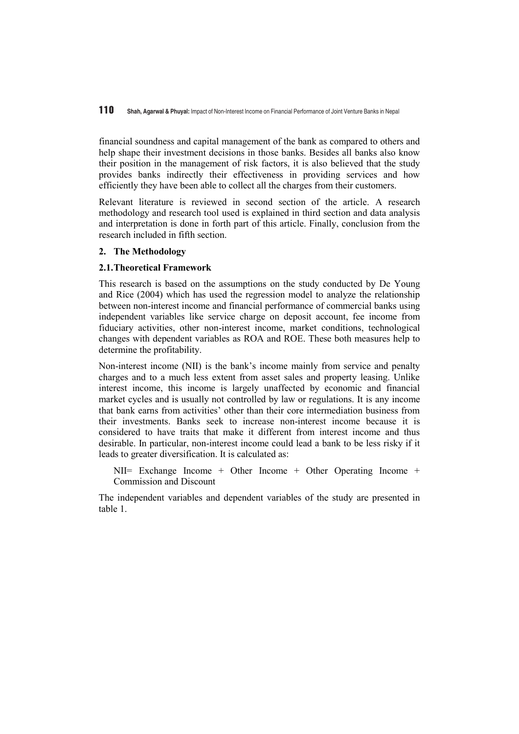financial soundness and capital management of the bank as compared to others and help shape their investment decisions in those banks. Besides all banks also know their position in the management of risk factors, it is also believed that the study provides banks indirectly their effectiveness in providing services and how efficiently they have been able to collect all the charges from their customers.

Relevant literature is reviewed in second section of the article. A research methodology and research tool used is explained in third section and data analysis and interpretation is done in forth part of this article. Finally, conclusion from the research included in fifth section.

## 2. The Methodology

### 2.1. Theoretical Framework

This research is based on the assumptions on the study conducted by De Young and Rice (2004) which has used the regression model to analyze the relationship between non-interest income and financial performance of commercial banks using independent variables like service charge on deposit account, fee income from fiduciary activities, other non-interest income, market conditions, technological changes with dependent variables as ROA and ROE. These both measures help to determine the profitability.

Non-interest income (NII) is the bank's income mainly from service and penalty charges and to a much less extent from asset sales and property leasing. Unlike interest income, this income is largely unaffected by economic and financial market cycles and is usually not controlled by law or regulations. It is any income that bank earns from activities' other than their core intermediation business from their investments. Banks seek to increase non-interest income because it is considered to have traits that make it different from interest income and thus desirable. In particular, non-interest income could lead a bank to be less risky if it leads to greater diversification. It is calculated as:

NII= Exchange Income + Other Income + Other Operating Income + Commission and Discount

The independent variables and dependent variables of the study are presented in table 1.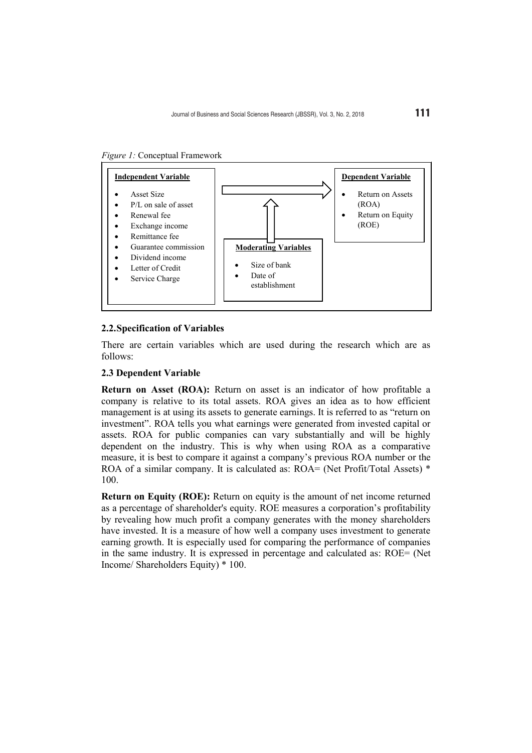*Figure 1:* Conceptual Framework

**Independent Variable**

- Asset Size
- P/L on sale of asset
- Renewal fee
- Exchange income
- Remittance fee
- Guarantee commission
- Dividend income
- Letter of Credit
- Service Charge

**Moderating Variables**

- Size of bank
- Date of establishment

**Dependent Variable**

- Return on Assets (ROA)
- Return on Equity (ROE)

## 2.2.Specification of Variables

There are certain variables which are used during the research which are as follows:

### 2.3 Dependent Variable

**Return on Asset (ROA):** Return on asset is an indicator of how profitable a company is relative to its total assets. ROA gives an idea as to how efficient management is at using its assets to generate earnings. It is referred to as "return on investment". ROA tells you what earnings were generated from invested capital or assets. ROA for public companies can vary substantially and will be highly dependent on the industry. This is why when using ROA as a comparative measure, it is best to compare it against a company's previous ROA number or the ROA of a similar company. It is calculated as: ROA= (Net Profit/Total Assets) * 100.

**Return on Equity (ROE):** Return on equity is the amount of net income returned as a percentage of shareholder's equity. ROE measures a corporation's profitability by revealing how much profit a company generates with the money shareholders have invested. It is a measure of how well a company uses investment to generate earning growth. It is especially used for comparing the performance of companies in the same industry. It is expressed in percentage and calculated as: ROE= (Net Income/ Shareholders Equity) * 100.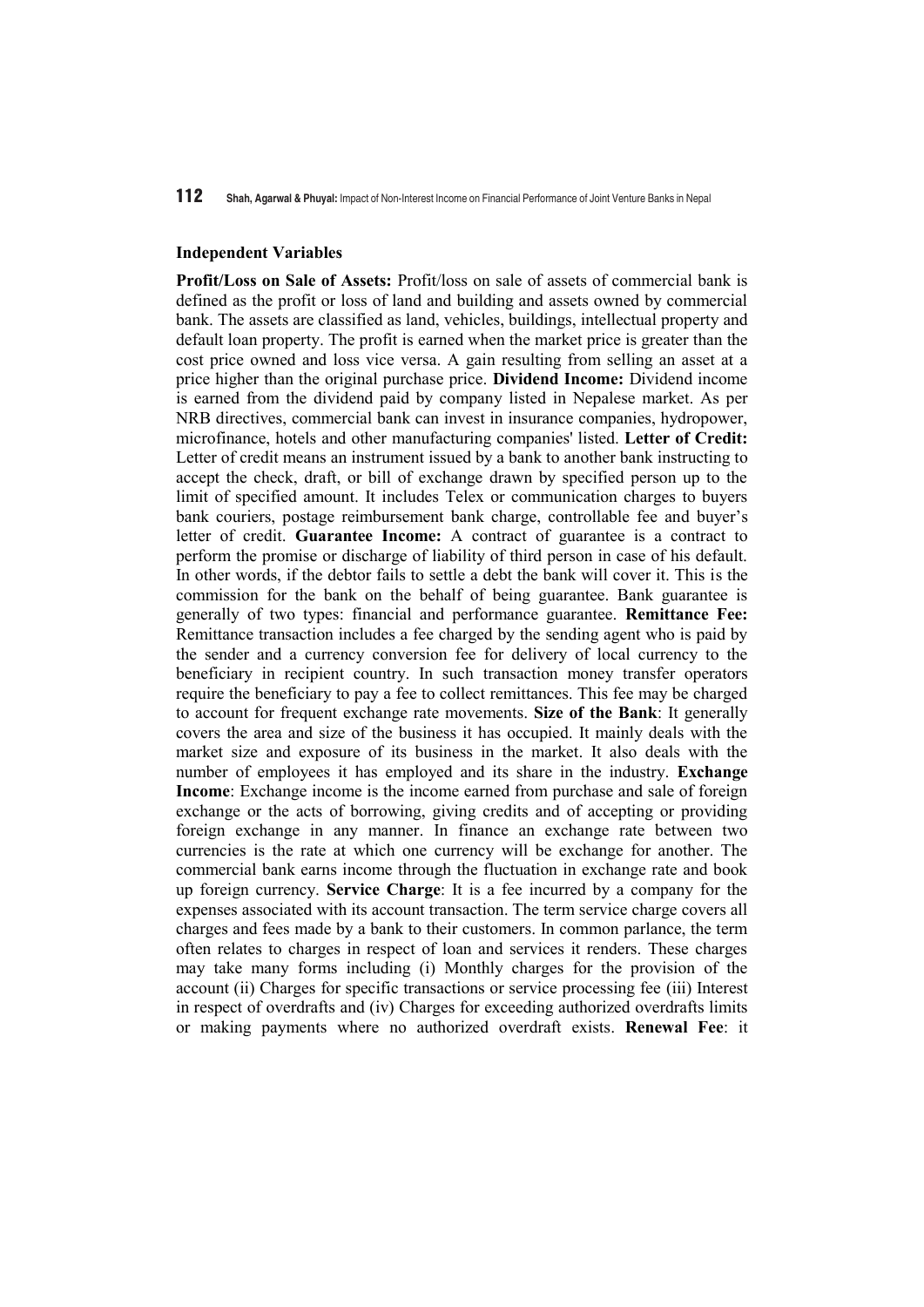### Independent Variables

**Profit/Loss on Sale of Assets:** Profit/loss on sale of assets of commercial bank is defined as the profit or loss of land and building and assets owned by commercial bank. The assets are classified as land, vehicles, buildings, intellectual property and default loan property. The profit is earned when the market price is greater than the cost price owned and loss vice versa. A gain resulting from selling an asset at a price higher than the original purchase price. **Dividend Income:** Dividend income is earned from the dividend paid by company listed in Nepalese market. As per NRB directives, commercial bank can invest in insurance companies, hydropower, microfinance, hotels and other manufacturing companies' listed. **Letter of Credit:** Letter of credit means an instrument issued by a bank to another bank instructing to accept the check, draft, or bill of exchange drawn by specified person up to the limit of specified amount. It includes Telex or communication charges to buyers bank couriers, postage reimbursement bank charge, controllable fee and buyer's letter of credit. **Guarantee Income:** A contract of guarantee is a contract to perform the promise or discharge of liability of third person in case of his default. In other words, if the debtor fails to settle a debt the bank will cover it. This is the commission for the bank on the behalf of being guarantee. Bank guarantee is generally of two types: financial and performance guarantee. **Remittance Fee:** Remittance transaction includes a fee charged by the sending agent who is paid by the sender and a currency conversion fee for delivery of local currency to the beneficiary in recipient country. In such transaction money transfer operators require the beneficiary to pay a fee to collect remittances. This fee may be charged to account for frequent exchange rate movements. **Size of the Bank**: It generally covers the area and size of the business it has occupied. It mainly deals with the market size and exposure of its business in the market. It also deals with the number of employees it has employed and its share in the industry. **Exchange Income**: Exchange income is the income earned from purchase and sale of foreign exchange or the acts of borrowing, giving credits and of accepting or providing foreign exchange in any manner. In finance an exchange rate between two currencies is the rate at which one currency will be exchange for another. The commercial bank earns income through the fluctuation in exchange rate and book up foreign currency. **Service Charge**: It is a fee incurred by a company for the expenses associated with its account transaction. The term service charge covers all charges and fees made by a bank to their customers. In common parlance, the term often relates to charges in respect of loan and services it renders. These charges may take many forms including (i) Monthly charges for the provision of the account (ii) Charges for specific transactions or service processing fee (iii) Interest in respect of overdrafts and (iv) Charges for exceeding authorized overdrafts limits or making payments where no authorized overdraft exists. **Renewal Fee**: it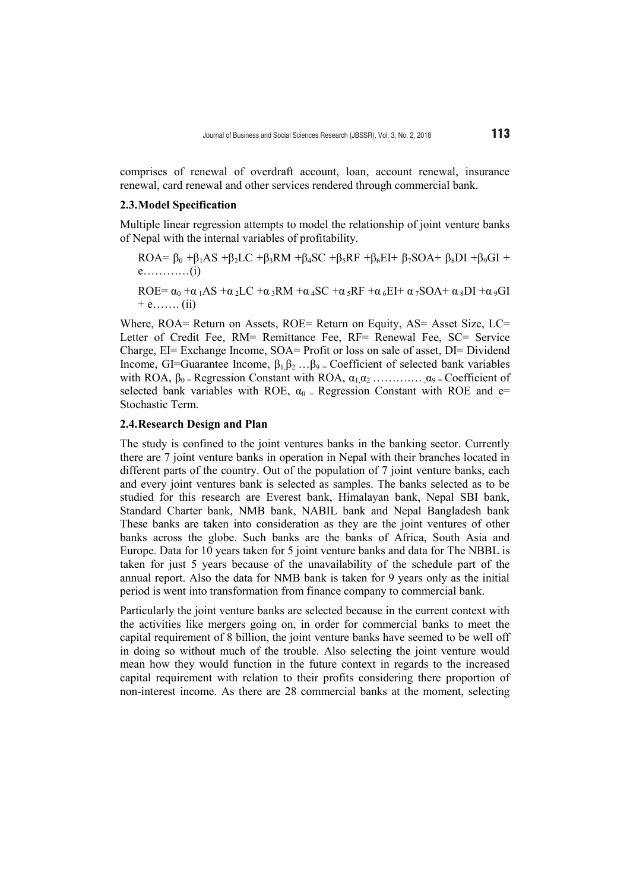comprises of renewal of overdraft account, loan, account renewal, insurance renewal, card renewal and other services rendered through commercial bank.

### 2.3. Model Specification

Multiple linear regression attempts to model the relationship of joint venture banks of Nepal with the internal variables of profitability.

$$ROA= \beta_0 +\beta_1 AS +\beta_2 LC +\beta_3 RM +\beta_4 SC +\beta_5 RF +\beta_6 EI+ \beta_7 SOA+ \beta_8 DI +\beta_9 GI + e \ldots\ldots\ldots\ldots (i)$$

$$ROE= \alpha_0 +\alpha_1 AS +\alpha_2 LC +\alpha_3 RM +\alpha_4 SC +\alpha_5 RF +\alpha_6 EI+ \alpha_7 SOA+ \alpha_8 DI +\alpha_9 GI + e \ldots\ldots\ldots (ii)$$

Where, ROA= Return on Assets, ROE= Return on Equity, AS= Asset Size, LC= Letter of Credit Fee, RM= Remittance Fee, RF= Renewal Fee, SC= Service Charge, EI= Exchange Income, SOA= Profit or loss on sale of asset, DI= Dividend Income, GI=Guarantee Income, $\beta_1, \beta_2 \ldots \beta_9$ = Coefficient of selected bank variables with ROA, $\beta_0$ = Regression Constant with ROA, $\alpha_1, \alpha_2 \ldots\ldots\ldots\ldots, \alpha_9$ = Coefficient of selected bank variables with ROE, $\alpha_0$ = Regression Constant with ROE and e= Stochastic Term.

### 2.4. Research Design and Plan

The study is confined to the joint ventures banks in the banking sector. Currently there are 7 joint venture banks in operation in Nepal with their branches located in different parts of the country. Out of the population of 7 joint venture banks, each and every joint ventures bank is selected as samples. The banks selected as to be studied for this research are Everest bank, Himalayan bank, Nepal SBI bank, Standard Charter bank, NMB bank, NABIL bank and Nepal Bangladesh bank These banks are taken into consideration as they are the joint ventures of other banks across the globe. Such banks are the banks of Africa, South Asia and Europe. Data for 10 years taken for 5 joint venture banks and data for The NBBL is taken for just 5 years because of the unavailability of the schedule part of the annual report. Also the data for NMB bank is taken for 9 years only as the initial period is went into transformation from finance company to commercial bank.

Particularly the joint venture banks are selected because in the current context with the activities like mergers going on, in order for commercial banks to meet the capital requirement of 8 billion, the joint venture banks have seemed to be well off in doing so without much of the trouble. Also selecting the joint venture would mean how they would function in the future context in regards to the increased capital requirement with relation to their profits considering there proportion of non-interest income. As there are 28 commercial banks at the moment, selecting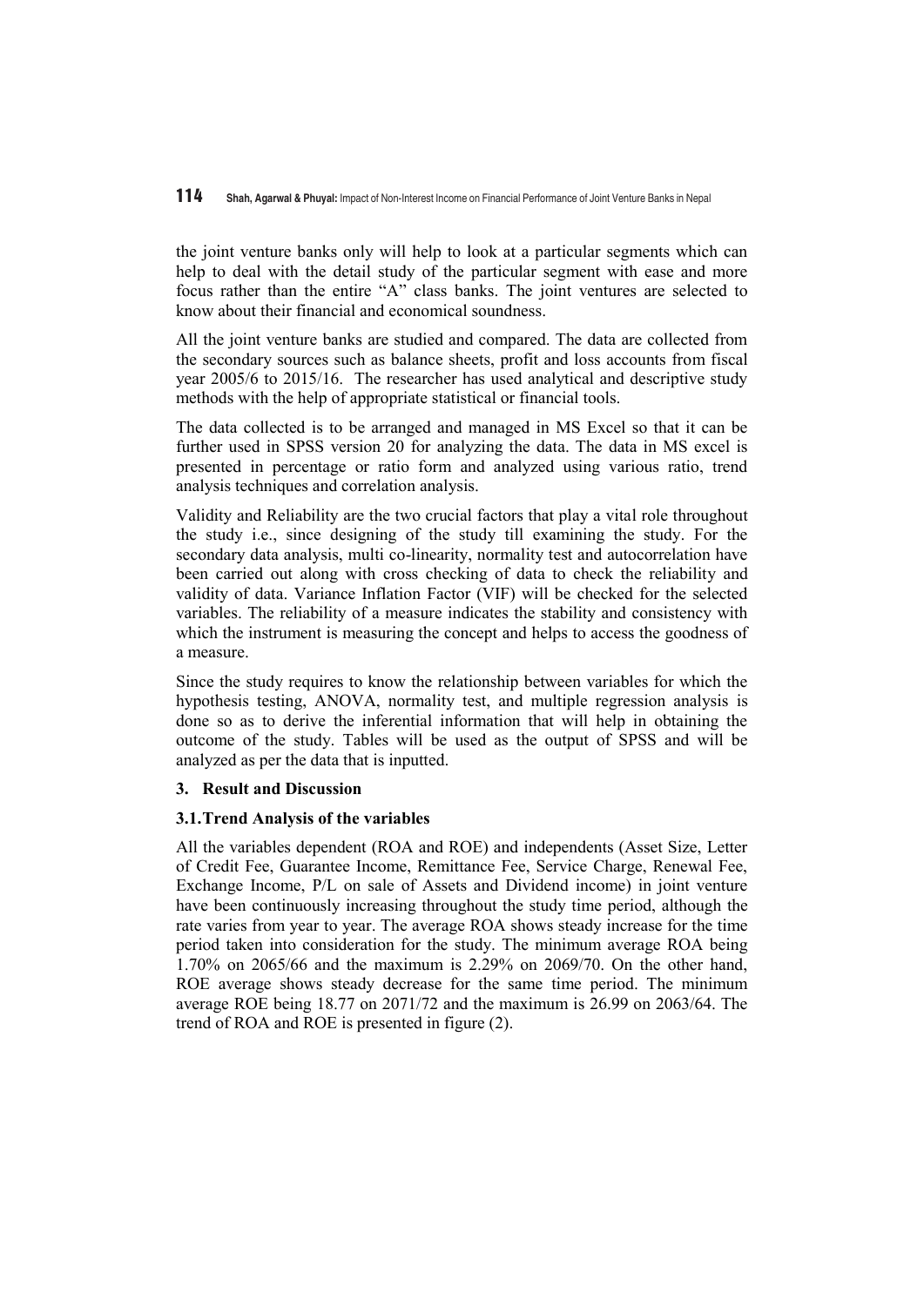the joint venture banks only will help to look at a particular segments which can help to deal with the detail study of the particular segment with ease and more focus rather than the entire "A" class banks. The joint ventures are selected to know about their financial and economical soundness.

All the joint venture banks are studied and compared. The data are collected from the secondary sources such as balance sheets, profit and loss accounts from fiscal year 2005/6 to 2015/16. The researcher has used analytical and descriptive study methods with the help of appropriate statistical or financial tools.

The data collected is to be arranged and managed in MS Excel so that it can be further used in SPSS version 20 for analyzing the data. The data in MS excel is presented in percentage or ratio form and analyzed using various ratio, trend analysis techniques and correlation analysis.

Validity and Reliability are the two crucial factors that play a vital role throughout the study i.e., since designing of the study till examining the study. For the secondary data analysis, multi co-linearity, normality test and autocorrelation have been carried out along with cross checking of data to check the reliability and validity of data. Variance Inflation Factor (VIF) will be checked for the selected variables. The reliability of a measure indicates the stability and consistency with which the instrument is measuring the concept and helps to access the goodness of a measure.

Since the study requires to know the relationship between variables for which the hypothesis testing, ANOVA, normality test, and multiple regression analysis is done so as to derive the inferential information that will help in obtaining the outcome of the study. Tables will be used as the output of SPSS and will be analyzed as per the data that is inputted.

## 3. Result and Discussion

### 3.1. Trend Analysis of the variables

All the variables dependent (ROA and ROE) and independents (Asset Size, Letter of Credit Fee, Guarantee Income, Remittance Fee, Service Charge, Renewal Fee, Exchange Income, P/L on sale of Assets and Dividend income) in joint venture have been continuously increasing throughout the study time period, although the rate varies from year to year. The average ROA shows steady increase for the time period taken into consideration for the study. The minimum average ROA being 1.70% on 2065/66 and the maximum is 2.29% on 2069/70. On the other hand, ROE average shows steady decrease for the same time period. The minimum average ROE being 18.77 on 2071/72 and the maximum is 26.99 on 2063/64. The trend of ROA and ROE is presented in figure (2).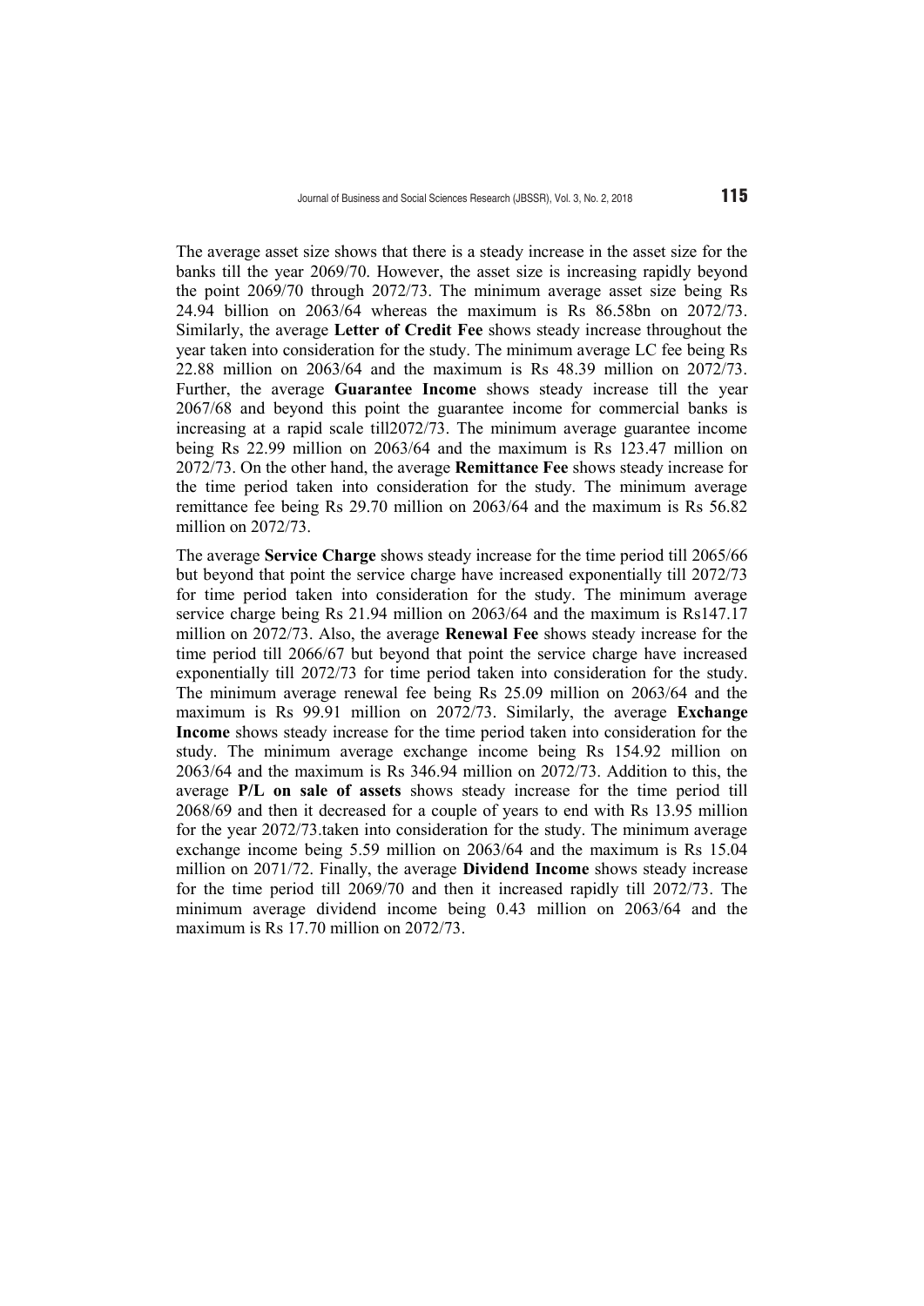The average asset size shows that there is a steady increase in the asset size for the banks till the year 2069/70. However, the asset size is increasing rapidly beyond the point 2069/70 through 2072/73. The minimum average asset size being Rs 24.94 billion on 2063/64 whereas the maximum is Rs 86.58bn on 2072/73. Similarly, the average **Letter of Credit Fee** shows steady increase throughout the year taken into consideration for the study. The minimum average LC fee being Rs 22.88 million on 2063/64 and the maximum is Rs 48.39 million on 2072/73. Further, the average **Guarantee Income** shows steady increase till the year 2067/68 and beyond this point the guarantee income for commercial banks is increasing at a rapid scale till2072/73. The minimum average guarantee income being Rs 22.99 million on 2063/64 and the maximum is Rs 123.47 million on 2072/73. On the other hand, the average **Remittance Fee** shows steady increase for the time period taken into consideration for the study. The minimum average remittance fee being Rs 29.70 million on 2063/64 and the maximum is Rs 56.82 million on 2072/73.

The average **Service Charge** shows steady increase for the time period till 2065/66 but beyond that point the service charge have increased exponentially till 2072/73 for time period taken into consideration for the study. The minimum average service charge being Rs 21.94 million on 2063/64 and the maximum is Rs147.17 million on 2072/73. Also, the average **Renewal Fee** shows steady increase for the time period till 2066/67 but beyond that point the service charge have increased exponentially till 2072/73 for time period taken into consideration for the study. The minimum average renewal fee being Rs 25.09 million on 2063/64 and the maximum is Rs 99.91 million on 2072/73. Similarly, the average **Exchange Income** shows steady increase for the time period taken into consideration for the study. The minimum average exchange income being Rs 154.92 million on 2063/64 and the maximum is Rs 346.94 million on 2072/73. Addition to this, the average **P/L on sale of assets** shows steady increase for the time period till 2068/69 and then it decreased for a couple of years to end with Rs 13.95 million for the year 2072/73.taken into consideration for the study. The minimum average exchange income being 5.59 million on 2063/64 and the maximum is Rs 15.04 million on 2071/72. Finally, the average **Dividend Income** shows steady increase for the time period till 2069/70 and then it increased rapidly till 2072/73. The minimum average dividend income being 0.43 million on 2063/64 and the maximum is Rs 17.70 million on 2072/73.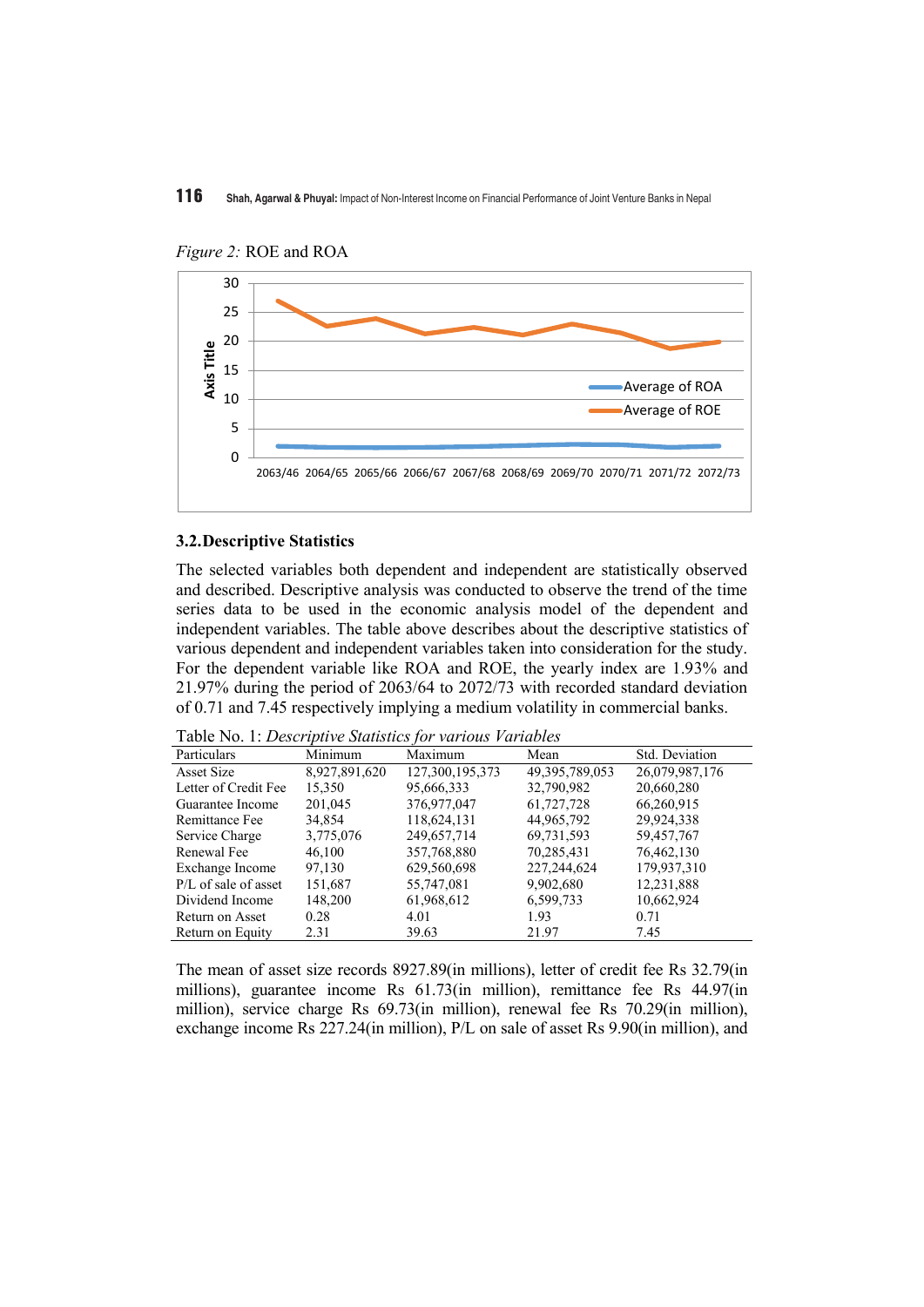*Figure 2:* ROE and ROA

### 3.2. Descriptive Statistics

The selected variables both dependent and independent are statistically observed and described. Descriptive analysis was conducted to observe the trend of the time series data to be used in the economic analysis model of the dependent and independent variables. The table above describes about the descriptive statistics of various dependent and independent variables taken into consideration for the study. For the dependent variable like ROA and ROE, the yearly index are 1.93% and 21.97% during the period of 2063/64 to 2072/73 with recorded standard deviation of 0.71 and 7.45 respectively implying a medium volatility in commercial banks.

Table No. 1: *Descriptive Statistics for various Variables*

| Particulars | Minimum | Maximum | Mean | Std. Deviation |
|---|---|---|---|---|
| Asset Size | 8,927,891,620 | 127,300,195,373 | 49,395,789,053 | 26,079,987,176 |
| Letter of Credit Fee | 15,350 | 95,666,333 | 32,790,982 | 20,660,280 |
| Guarantee Income | 201,045 | 376,977,047 | 61,727,728 | 66,260,915 |
| Remittance Fee | 34,854 | 118,624,131 | 44,965,792 | 29,924,338 |
| Service Charge | 3,775,076 | 249,657,714 | 69,731,593 | 59,457,767 |
| Renewal Fee | 46,100 | 357,768,880 | 70,285,431 | 76,462,130 |
| Exchange Income | 97,130 | 629,560,698 | 227,244,624 | 179,937,310 |
| P/L of sale of asset | 151,687 | 55,747,081 | 9,902,680 | 12,231,888 |
| Dividend Income | 148,200 | 61,968,612 | 6,599,733 | 10,662,924 |
| Return on Asset | 0.28 | 4.01 | 1.93 | 0.71 |
| Return on Equity | 2.31 | 39.63 | 21.97 | 7.45 |

The mean of asset size records 8927.89(in millions), letter of credit fee Rs 32.79(in millions), guarantee income Rs 61.73(in million), remittance fee Rs 44.97(in million), service charge Rs 69.73(in million), renewal fee Rs 70.29(in million), exchange income Rs 227.24(in million), P/L on sale of asset Rs 9.90(in million), and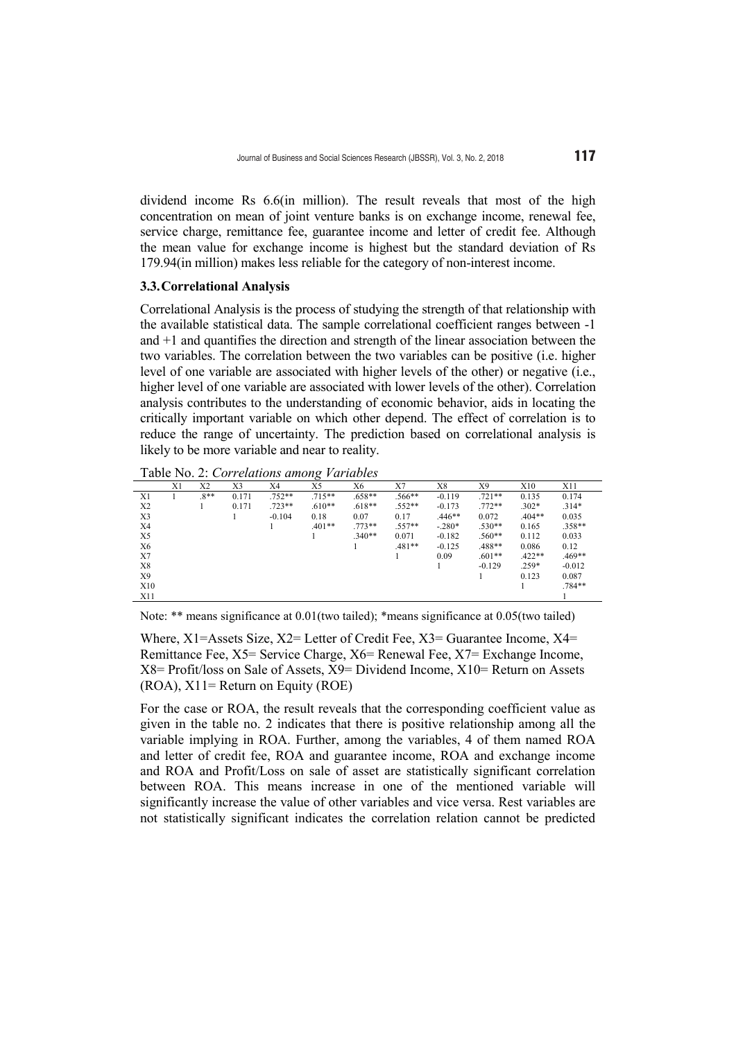dividend income Rs 6.6(in million). The result reveals that most of the high concentration on mean of joint venture banks is on exchange income, renewal fee, service charge, remittance fee, guarantee income and letter of credit fee. Although the mean value for exchange income is highest but the standard deviation of Rs 179.94(in million) makes less reliable for the category of non-interest income.

### 3.3. Correlational Analysis

Correlational Analysis is the process of studying the strength of that relationship with the available statistical data. The sample correlational coefficient ranges between -1 and +1 and quantifies the direction and strength of the linear association between the two variables. The correlation between the two variables can be positive (i.e. higher level of one variable are associated with higher levels of the other) or negative (i.e., higher level of one variable are associated with lower levels of the other). Correlation analysis contributes to the understanding of economic behavior, aids in locating the critically important variable on which other depend. The effect of correlation is to reduce the range of uncertainty. The prediction based on correlational analysis is likely to be more variable and near to reality.

Table No. 2: *Correlations among Variables*

| | X1 | X2 | X3 | X4 | X5 | X6 | X7 | X8 | X9 | X10 | X11 |
|---|---|---|---|---|---|---|---|---|---|---|---|
| X1 | 1 | .8** | 0.171 | .752** | .715** | .658** | .566** | -0.119 | .721** | 0.135 | 0.174 |
| X2 | | 1 | 0.171 | .723** | .610** | .618** | .552** | -0.173 | .772** | .302* | .314* |
| X3 | | | 1 | -0.104 | 0.18 | 0.07 | 0.17 | .446** | 0.072 | .404** | 0.035 |
| X4 | | | | 1 | .401** | .773** | .557** | -.280* | .530** | 0.165 | .358** |
| X5 | | | | | 1 | .340** | 0.071 | -0.182 | .560** | 0.112 | 0.033 |
| X6 | | | | | | 1 | .481** | -0.125 | .488** | 0.086 | 0.12 |
| X7 | | | | | | | 1 | 0.09 | .601** | .422** | .469** |
| X8 | | | | | | | | 1 | -0.129 | .259* | -0.012 |
| X9 | | | | | | | | | 1 | 0.123 | 0.087 |
| X10 | | | | | | | | | | 1 | .784** |
| X11 | | | | | | | | | | | 1 |

Note: ** means significance at 0.01(two tailed); *means significance at 0.05(two tailed)

Where, X1=Assets Size, X2= Letter of Credit Fee, X3= Guarantee Income, X4= Remittance Fee, X5= Service Charge, X6= Renewal Fee, X7= Exchange Income, X8= Profit/loss on Sale of Assets, X9= Dividend Income, X10= Return on Assets (ROA), X11= Return on Equity (ROE)

For the case or ROA, the result reveals that the corresponding coefficient value as given in the table no. 2 indicates that there is positive relationship among all the variable implying in ROA. Further, among the variables, 4 of them named ROA and letter of credit fee, ROA and guarantee income, ROA and exchange income and ROA and Profit/Loss on sale of asset are statistically significant correlation between ROA. This means increase in one of the mentioned variable will significantly increase the value of other variables and vice versa. Rest variables are not statistically significant indicates the correlation relation cannot be predicted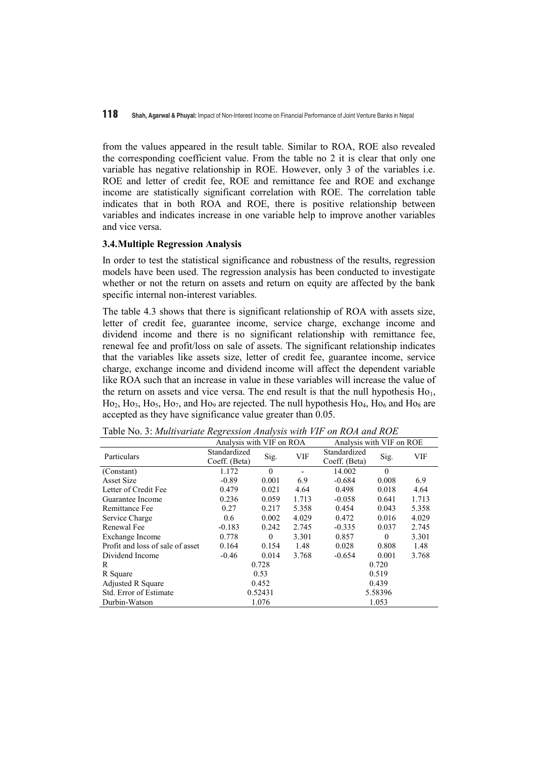from the values appeared in the result table. Similar to ROA, ROE also revealed the corresponding coefficient value. From the table no 2 it is clear that only one variable has negative relationship in ROE. However, only 3 of the variables i.e. ROE and letter of credit fee, ROE and remittance fee and ROE and exchange income are statistically significant correlation with ROE. The correlation table indicates that in both ROA and ROE, there is positive relationship between variables and indicates increase in one variable help to improve another variables and vice versa.

### 3.4. Multiple Regression Analysis

In order to test the statistical significance and robustness of the results, regression models have been used. The regression analysis has been conducted to investigate whether or not the return on assets and return on equity are affected by the bank specific internal non-interest variables.

The table 4.3 shows that there is significant relationship of ROA with assets size, letter of credit fee, guarantee income, service charge, exchange income and dividend income and there is no significant relationship with remittance fee, renewal fee and profit/loss on sale of assets. The significant relationship indicates that the variables like assets size, letter of credit fee, guarantee income, service charge, exchange income and dividend income will affect the dependent variable like ROA such that an increase in value in these variables will increase the value of the return on assets and vice versa. The end result is that the null hypothesis $Ho_1$, $Ho_2$, $Ho_3$, $Ho_5$, $Ho_7$, and $Ho_9$ are rejected. The null hypothesis $Ho_4$, $Ho_6$ and $Ho_8$ are accepted as they have significance value greater than 0.05.

Table No. 3: *Multivariate Regression Analysis with VIF on ROA and ROE*

| | Analysis with VIF on ROA | | | Analysis with VIF on ROE | | |
|---|---|---|---|---|---|---|
| Particulars | Standardized Coeff. (Beta) | Sig. | VIF | Standardized Coeff. (Beta) | Sig. | VIF |
| (Constant) | 1.172 | 0 | - | 14.002 | 0 | |
| Asset Size | -0.89 | 0.001 | 6.9 | -0.684 | 0.008 | 6.9 |
| Letter of Credit Fee | 0.479 | 0.021 | 4.64 | 0.498 | 0.018 | 4.64 |
| Guarantee Income | 0.236 | 0.059 | 1.713 | -0.058 | 0.641 | 1.713 |
| Remittance Fee | 0.27 | 0.217 | 5.358 | 0.454 | 0.043 | 5.358 |
| Service Charge | 0.6 | 0.002 | 4.029 | 0.472 | 0.016 | 4.029 |
| Renewal Fee | -0.183 | 0.242 | 2.745 | -0.335 | 0.037 | 2.745 |
| Exchange Income | 0.778 | 0 | 3.301 | 0.857 | 0 | 3.301 |
| Profit and loss of sale of asset | 0.164 | 0.154 | 1.48 | 0.028 | 0.808 | 1.48 |
| Dividend Income | -0.46 | 0.014 | 3.768 | -0.654 | 0.001 | 3.768 |
| R | 0.728 | | | 0.720 | | |
| R Square | 0.53 | | | 0.519 | | |
| Adjusted R Square | 0.452 | | | 0.439 | | |
| Std. Error of Estimate | 0.52431 | | | 5.58396 | | |
| Durbin-Watson | 1.076 | | | 1.053 | | |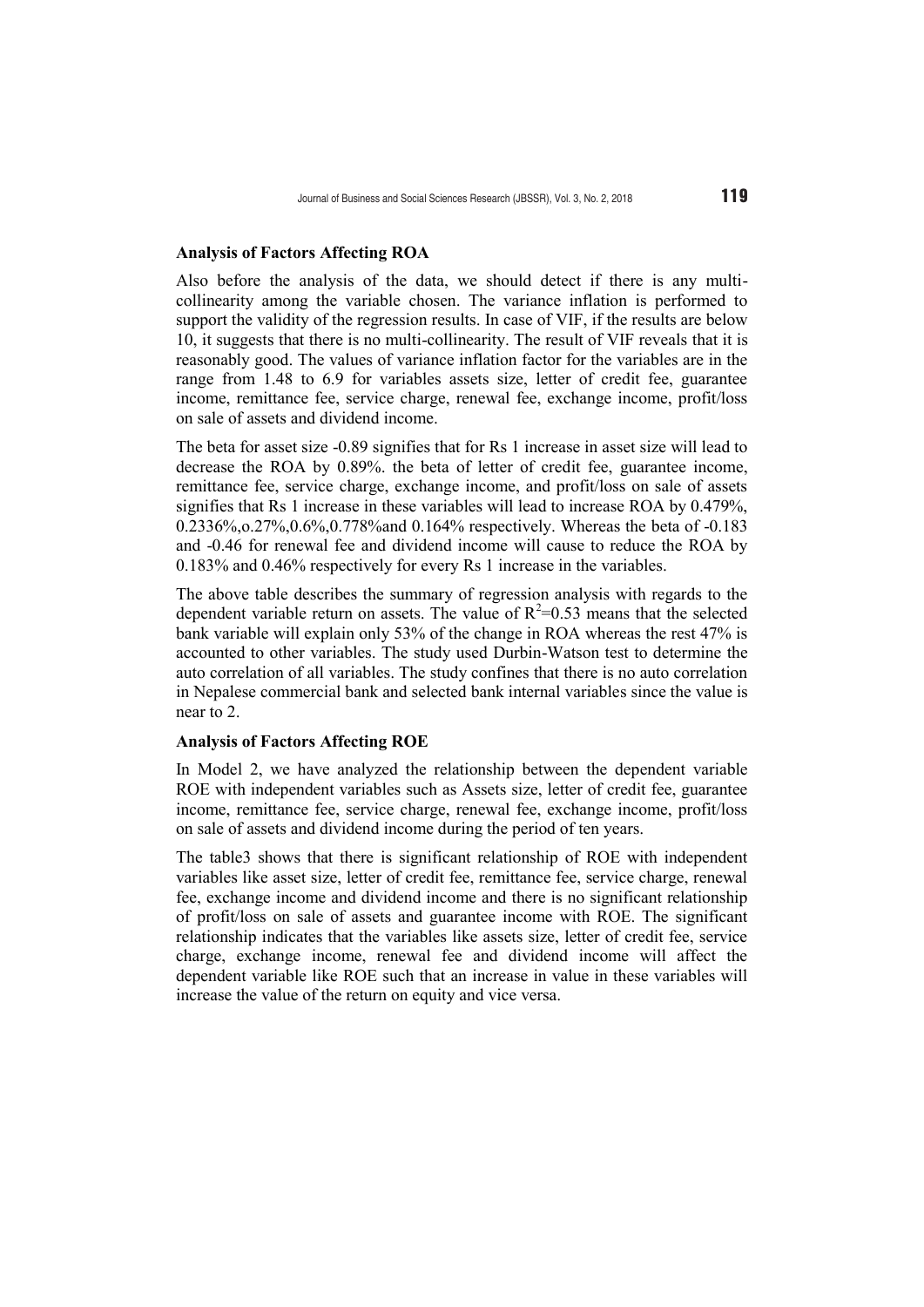**Analysis of Factors Affecting ROA**

Also before the analysis of the data, we should detect if there is any multi-collinearity among the variable chosen. The variance inflation is performed to support the validity of the regression results. In case of VIF, if the results are below 10, it suggests that there is no multi-collinearity. The result of VIF reveals that it is reasonably good. The values of variance inflation factor for the variables are in the range from 1.48 to 6.9 for variables assets size, letter of credit fee, guarantee income, remittance fee, service charge, renewal fee, exchange income, profit/loss on sale of assets and dividend income.

The beta for asset size -0.89 signifies that for Rs 1 increase in asset size will lead to decrease the ROA by 0.89%. the beta of letter of credit fee, guarantee income, remittance fee, service charge, exchange income, and profit/loss on sale of assets signifies that Rs 1 increase in these variables will lead to increase ROA by 0.479%, 0.2336%,o.27%,0.6%,0.778%and 0.164% respectively. Whereas the beta of -0.183 and -0.46 for renewal fee and dividend income will cause to reduce the ROA by 0.183% and 0.46% respectively for every Rs 1 increase in the variables.

The above table describes the summary of regression analysis with regards to the dependent variable return on assets. The value of $R^2$=0.53 means that the selected bank variable will explain only 53% of the change in ROA whereas the rest 47% is accounted to other variables. The study used Durbin-Watson test to determine the auto correlation of all variables. The study confines that there is no auto correlation in Nepalese commercial bank and selected bank internal variables since the value is near to 2.

**Analysis of Factors Affecting ROE**

In Model 2, we have analyzed the relationship between the dependent variable ROE with independent variables such as Assets size, letter of credit fee, guarantee income, remittance fee, service charge, renewal fee, exchange income, profit/loss on sale of assets and dividend income during the period of ten years.

The table3 shows that there is significant relationship of ROE with independent variables like asset size, letter of credit fee, remittance fee, service charge, renewal fee, exchange income and dividend income and there is no significant relationship of profit/loss on sale of assets and guarantee income with ROE. The significant relationship indicates that the variables like assets size, letter of credit fee, service charge, exchange income, renewal fee and dividend income will affect the dependent variable like ROE such that an increase in value in these variables will increase the value of the return on equity and vice versa.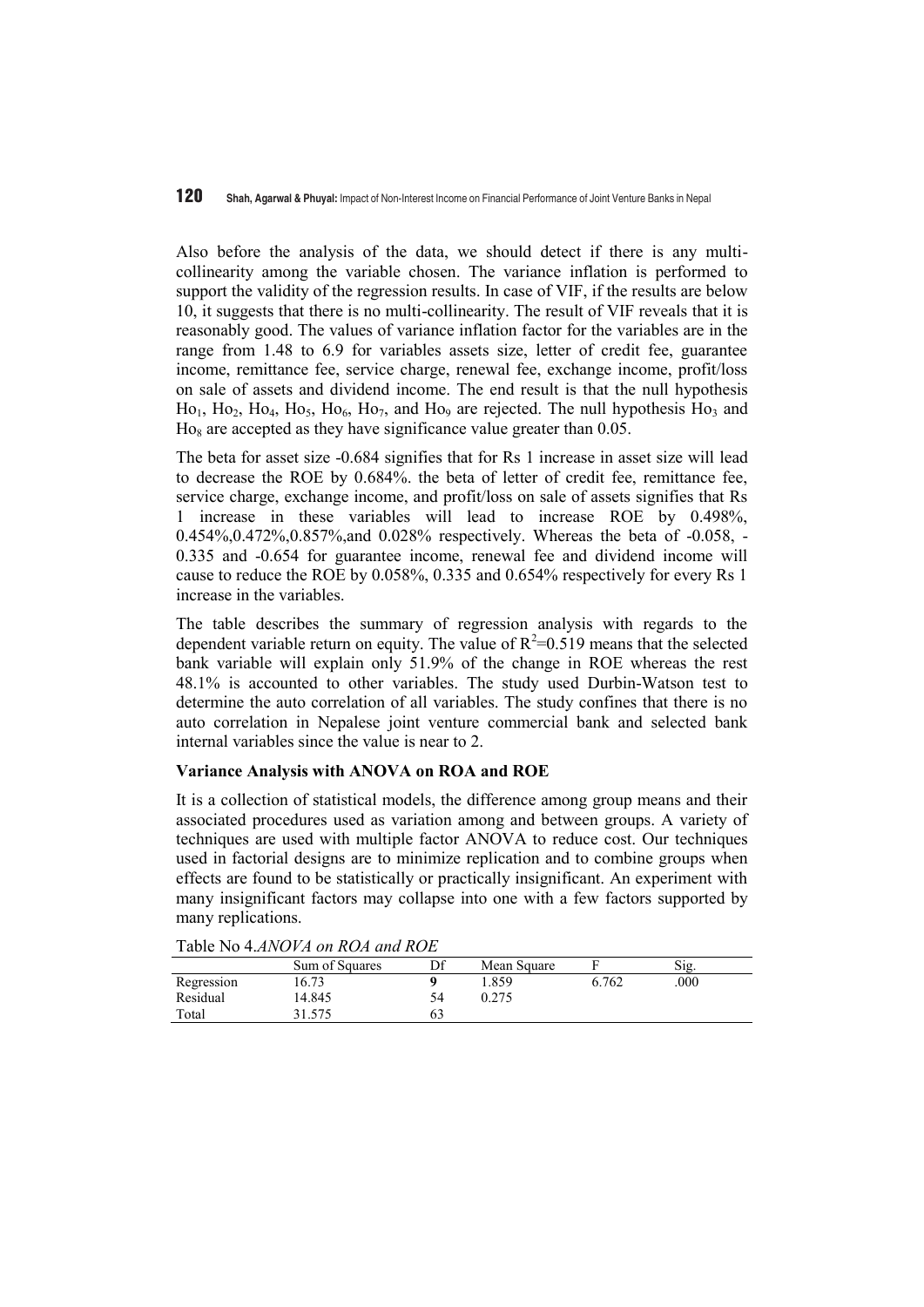Also before the analysis of the data, we should detect if there is any multi-collinearity among the variable chosen. The variance inflation is performed to support the validity of the regression results. In case of VIF, if the results are below 10, it suggests that there is no multi-collinearity. The result of VIF reveals that it is reasonably good. The values of variance inflation factor for the variables are in the range from 1.48 to 6.9 for variables assets size, letter of credit fee, guarantee income, remittance fee, service charge, renewal fee, exchange income, profit/loss on sale of assets and dividend income. The end result is that the null hypothesis $Ho_1$, $Ho_2$, $Ho_4$, $Ho_5$, $Ho_6$, $Ho_7$, and $Ho_9$ are rejected. The null hypothesis $Ho_3$ and $Ho_8$ are accepted as they have significance value greater than 0.05.

The beta for asset size -0.684 signifies that for Rs 1 increase in asset size will lead to decrease the ROE by 0.684%. the beta of letter of credit fee, remittance fee, service charge, exchange income, and profit/loss on sale of assets signifies that Rs 1 increase in these variables will lead to increase ROE by 0.498%, 0.454%,0.472%,0.857%,and 0.028% respectively. Whereas the beta of -0.058, -0.335 and -0.654 for guarantee income, renewal fee and dividend income will cause to reduce the ROE by 0.058%, 0.335 and 0.654% respectively for every Rs 1 increase in the variables.

The table describes the summary of regression analysis with regards to the dependent variable return on equity. The value of $R^2$=0.519 means that the selected bank variable will explain only 51.9% of the change in ROE whereas the rest 48.1% is accounted to other variables. The study used Durbin-Watson test to determine the auto correlation of all variables. The study confines that there is no auto correlation in Nepalese joint venture commercial bank and selected bank internal variables since the value is near to 2.

**Variance Analysis with ANOVA on ROA and ROE**

It is a collection of statistical models, the difference among group means and their associated procedures used as variation among and between groups. A variety of techniques are used with multiple factor ANOVA to reduce cost. Our techniques used in factorial designs are to minimize replication and to combine groups when effects are found to be statistically or practically insignificant. An experiment with many insignificant factors may collapse into one with a few factors supported by many replications.

Table No 4.*ANOVA on ROA and ROE*

| | Sum of Squares | Df | Mean Square | F | Sig. |
|---|---|---|---|---|---|
| Regression | 16.73 | **9** | 1.859 | 6.762 | .000 |
| Residual | 14.845 | 54 | 0.275 | | |
| Total | 31.575 | 63 | | | |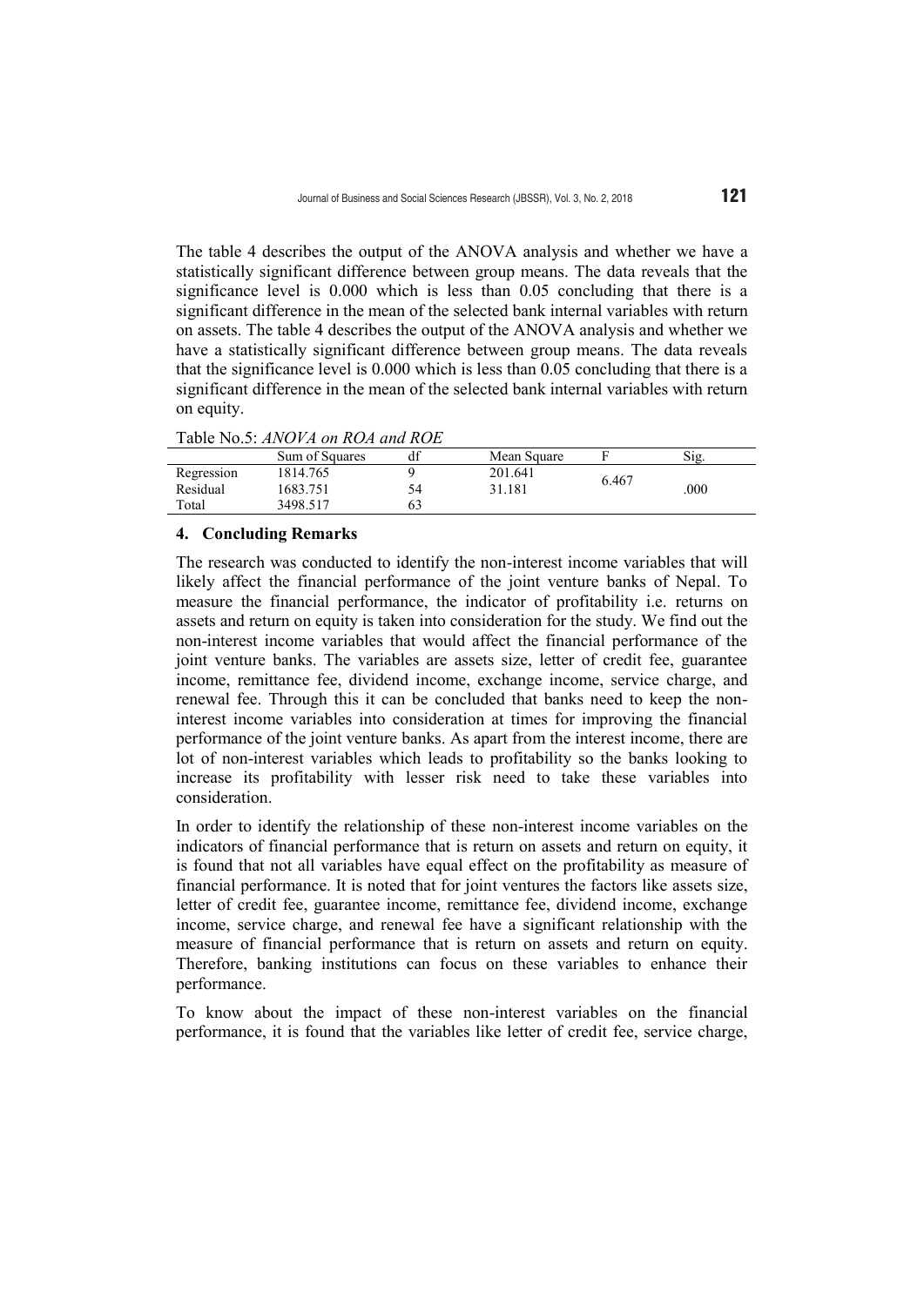The table 4 describes the output of the ANOVA analysis and whether we have a statistically significant difference between group means. The data reveals that the significance level is 0.000 which is less than 0.05 concluding that there is a significant difference in the mean of the selected bank internal variables with return on assets. The table 4 describes the output of the ANOVA analysis and whether we have a statistically significant difference between group means. The data reveals that the significance level is 0.000 which is less than 0.05 concluding that there is a significant difference in the mean of the selected bank internal variables with return on equity.

Table No.5: *ANOVA on ROA and ROE*

| | Sum of Squares | df | Mean Square | F | Sig. |
|---|---|---|---|---|---|
| Regression | 1814.765 | 9 | 201.641 | 6.467 | .000 |
| Residual | 1683.751 | 54 | 31.181 | | |
| Total | 3498.517 | 63 | | | |

## 4. Concluding Remarks

The research was conducted to identify the non-interest income variables that will likely affect the financial performance of the joint venture banks of Nepal. To measure the financial performance, the indicator of profitability i.e. returns on assets and return on equity is taken into consideration for the study. We find out the non-interest income variables that would affect the financial performance of the joint venture banks. The variables are assets size, letter of credit fee, guarantee income, remittance fee, dividend income, exchange income, service charge, and renewal fee. Through this it can be concluded that banks need to keep the non-interest income variables into consideration at times for improving the financial performance of the joint venture banks. As apart from the interest income, there are lot of non-interest variables which leads to profitability so the banks looking to increase its profitability with lesser risk need to take these variables into consideration.

In order to identify the relationship of these non-interest income variables on the indicators of financial performance that is return on assets and return on equity, it is found that not all variables have equal effect on the profitability as measure of financial performance. It is noted that for joint ventures the factors like assets size, letter of credit fee, guarantee income, remittance fee, dividend income, exchange income, service charge, and renewal fee have a significant relationship with the measure of financial performance that is return on assets and return on equity. Therefore, banking institutions can focus on these variables to enhance their performance.

To know about the impact of these non-interest variables on the financial performance, it is found that the variables like letter of credit fee, service charge,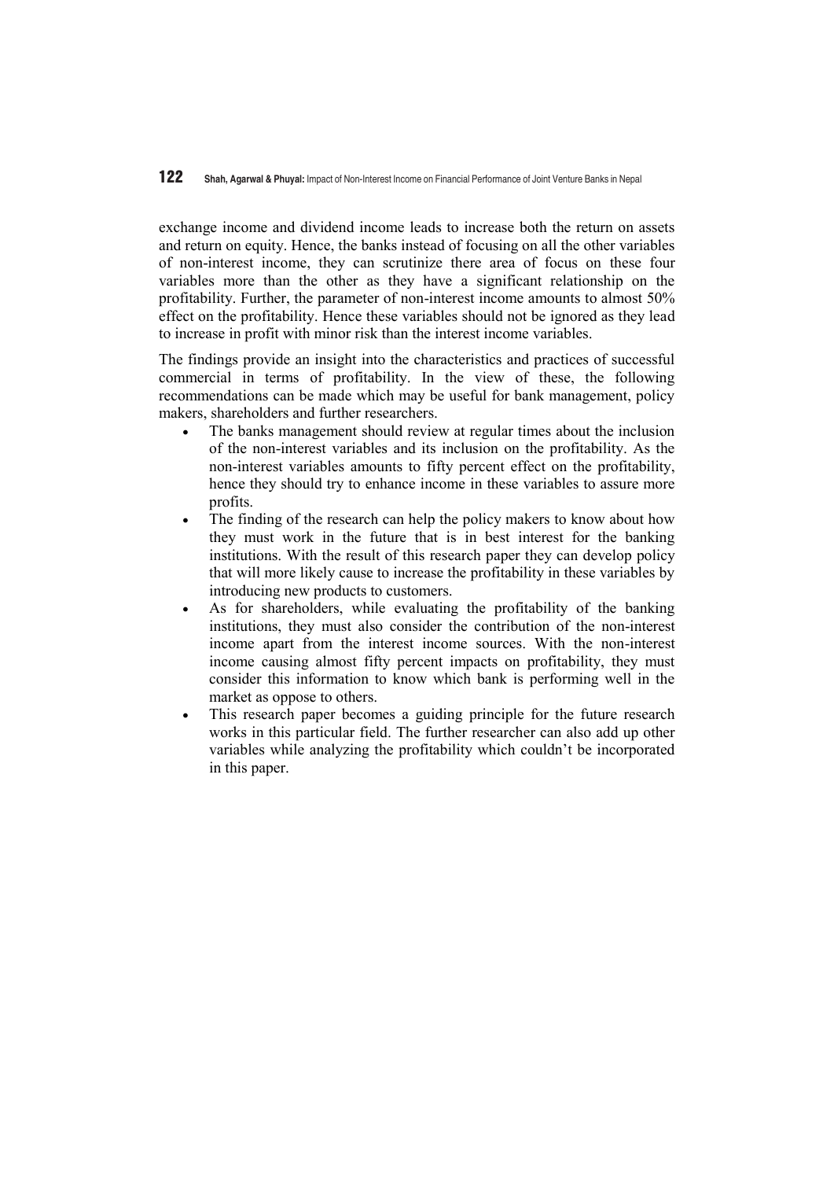exchange income and dividend income leads to increase both the return on assets and return on equity. Hence, the banks instead of focusing on all the other variables of non-interest income, they can scrutinize there area of focus on these four variables more than the other as they have a significant relationship on the profitability. Further, the parameter of non-interest income amounts to almost 50% effect on the profitability. Hence these variables should not be ignored as they lead to increase in profit with minor risk than the interest income variables.

The findings provide an insight into the characteristics and practices of successful commercial in terms of profitability. In the view of these, the following recommendations can be made which may be useful for bank management, policy makers, shareholders and further researchers.

- The banks management should review at regular times about the inclusion of the non-interest variables and its inclusion on the profitability. As the non-interest variables amounts to fifty percent effect on the profitability, hence they should try to enhance income in these variables to assure more profits.
- The finding of the research can help the policy makers to know about how they must work in the future that is in best interest for the banking institutions. With the result of this research paper they can develop policy that will more likely cause to increase the profitability in these variables by introducing new products to customers.
- As for shareholders, while evaluating the profitability of the banking institutions, they must also consider the contribution of the non-interest income apart from the interest income sources. With the non-interest income causing almost fifty percent impacts on profitability, they must consider this information to know which bank is performing well in the market as oppose to others.
- This research paper becomes a guiding principle for the future research works in this particular field. The further researcher can also add up other variables while analyzing the profitability which couldn't be incorporated in this paper.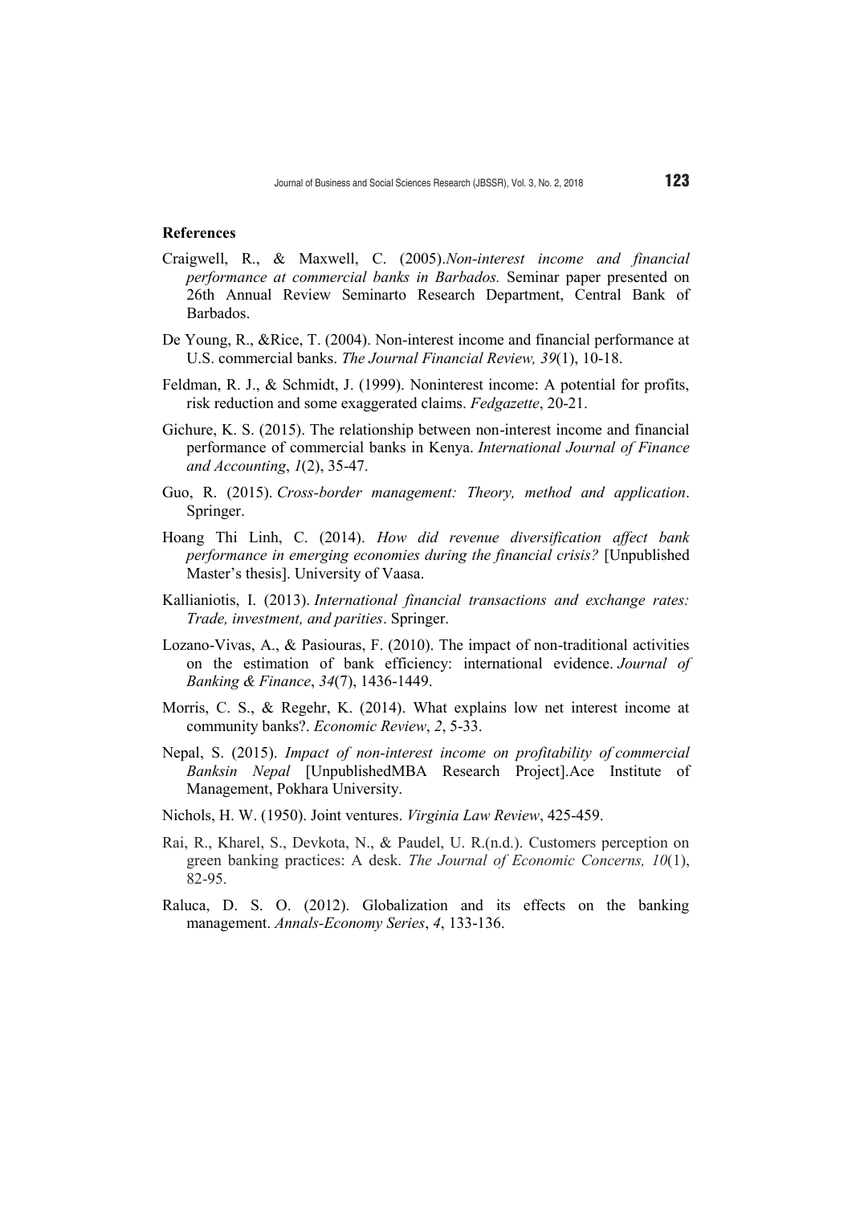**References**

Craigwell, R., & Maxwell, C. (2005).*Non-interest income and financial performance at commercial banks in Barbados.* Seminar paper presented on 26th Annual Review Seminarto Research Department, Central Bank of Barbados.

De Young, R., &Rice, T. (2004). Non-interest income and financial performance at U.S. commercial banks. *The Journal Financial Review, 39*(1), 10-18.

Feldman, R. J., & Schmidt, J. (1999). Noninterest income: A potential for profits, risk reduction and some exaggerated claims. *Fedgazette*, 20-21.

Gichure, K. S. (2015). The relationship between non-interest income and financial performance of commercial banks in Kenya. *International Journal of Finance and Accounting*, *1*(2), 35-47.

Guo, R. (2015). *Cross-border management: Theory, method and application*. Springer.

Hoang Thi Linh, C. (2014). *How did revenue diversification affect bank performance in emerging economies during the financial crisis?* [Unpublished Master's thesis]. University of Vaasa.

Kallianiotis, I. (2013). *International financial transactions and exchange rates: Trade, investment, and parities*. Springer.

Lozano-Vivas, A., & Pasiouras, F. (2010). The impact of non-traditional activities on the estimation of bank efficiency: international evidence. *Journal of Banking & Finance*, *34*(7), 1436-1449.

Morris, C. S., & Regehr, K. (2014). What explains low net interest income at community banks?. *Economic Review*, *2*, 5-33.

Nepal, S. (2015). *Impact of non-interest income on profitability of commercial Banksin Nepal* [UnpublishedMBA Research Project].Ace Institute of Management, Pokhara University.

Nichols, H. W. (1950). Joint ventures. *Virginia Law Review*, 425-459.

Rai, R., Kharel, S., Devkota, N., & Paudel, U. R.(n.d.). Customers perception on green banking practices: A desk. *The Journal of Economic Concerns, 10*(1), 82-95.

Raluca, D. S. O. (2012). Globalization and its effects on the banking management. *Annals-Economy Series*, *4*, 133-136.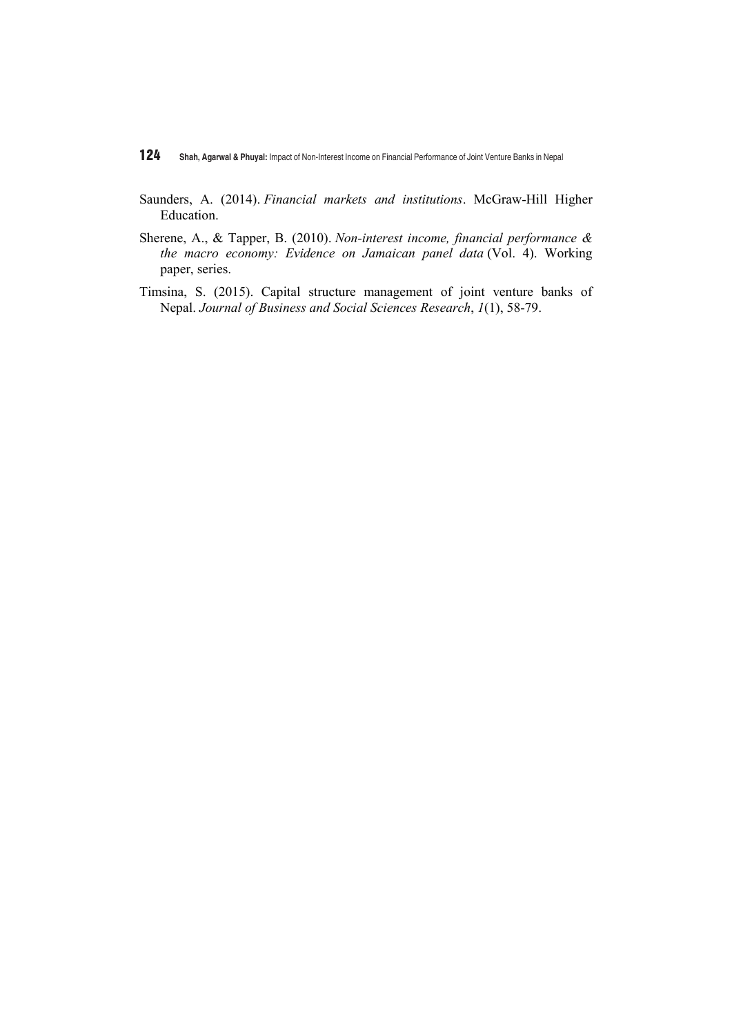Saunders, A. (2014). *Financial markets and institutions*. McGraw-Hill Higher Education.

Sherene, A., & Tapper, B. (2010). *Non-interest income, financial performance & the macro economy: Evidence on Jamaican panel data* (Vol. 4). Working paper, series.

Timsina, S. (2015). Capital structure management of joint venture banks of Nepal. *Journal of Business and Social Sciences Research*, *1*(1), 58-79.